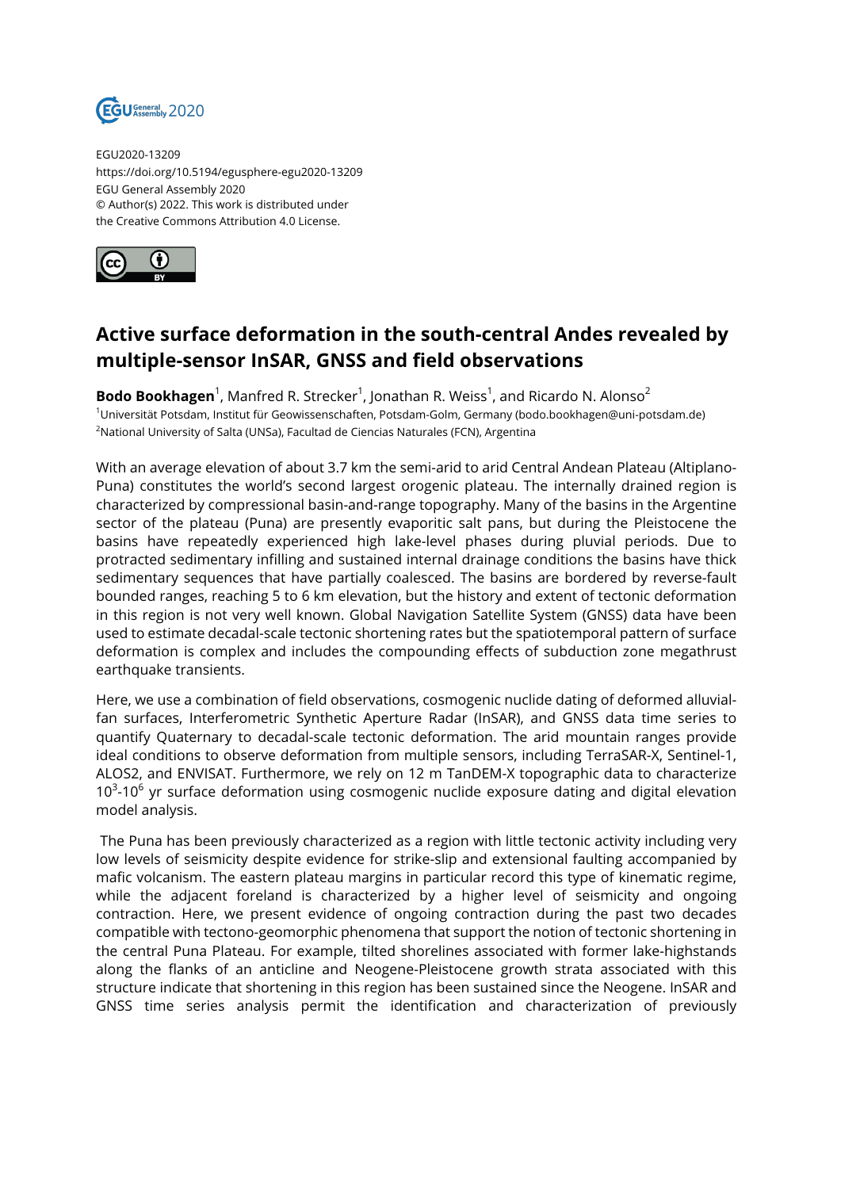EGU2020-13209
https://doi.org/10.5194/egusphere-egu2020-13209
EGU General Assembly 2020
© Author(s) 2022. This work is distributed under
the Creative Commons Attribution 4.0 License.

# Active surface deformation in the south-central Andes revealed by multiple-sensor InSAR, GNSS and field observations

**Bodo Bookhagen**[1], Manfred R. Strecker[1], Jonathan R. Weiss[1], and Ricardo N. Alonso[2]

[1]Universität Potsdam, Institut für Geowissenschaften, Potsdam-Golm, Germany (bodo.bookhagen@uni-potsdam.de)
[2]National University of Salta (UNSa), Facultad de Ciencias Naturales (FCN), Argentina

With an average elevation of about 3.7 km the semi-arid to arid Central Andean Plateau (Altiplano-Puna) constitutes the world's second largest orogenic plateau. The internally drained region is characterized by compressional basin-and-range topography. Many of the basins in the Argentine sector of the plateau (Puna) are presently evaporitic salt pans, but during the Pleistocene the basins have repeatedly experienced high lake-level phases during pluvial periods. Due to protracted sedimentary infilling and sustained internal drainage conditions the basins have thick sedimentary sequences that have partially coalesced. The basins are bordered by reverse-fault bounded ranges, reaching 5 to 6 km elevation, but the history and extent of tectonic deformation in this region is not very well known. Global Navigation Satellite System (GNSS) data have been used to estimate decadal-scale tectonic shortening rates but the spatiotemporal pattern of surface deformation is complex and includes the compounding effects of subduction zone megathrust earthquake transients.

Here, we use a combination of field observations, cosmogenic nuclide dating of deformed alluvial-fan surfaces, Interferometric Synthetic Aperture Radar (InSAR), and GNSS data time series to quantify Quaternary to decadal-scale tectonic deformation. The arid mountain ranges provide ideal conditions to observe deformation from multiple sensors, including TerraSAR-X, Sentinel-1, ALOS2, and ENVISAT. Furthermore, we rely on 12 m TanDEM-X topographic data to characterize $10^3$-$10^6$ yr surface deformation using cosmogenic nuclide exposure dating and digital elevation model analysis.

The Puna has been previously characterized as a region with little tectonic activity including very low levels of seismicity despite evidence for strike-slip and extensional faulting accompanied by mafic volcanism. The eastern plateau margins in particular record this type of kinematic regime, while the adjacent foreland is characterized by a higher level of seismicity and ongoing contraction. Here, we present evidence of ongoing contraction during the past two decades compatible with tectono-geomorphic phenomena that support the notion of tectonic shortening in the central Puna Plateau. For example, tilted shorelines associated with former lake-highstands along the flanks of an anticline and Neogene-Pleistocene growth strata associated with this structure indicate that shortening in this region has been sustained since the Neogene. InSAR and GNSS time series analysis permit the identification and characterization of previously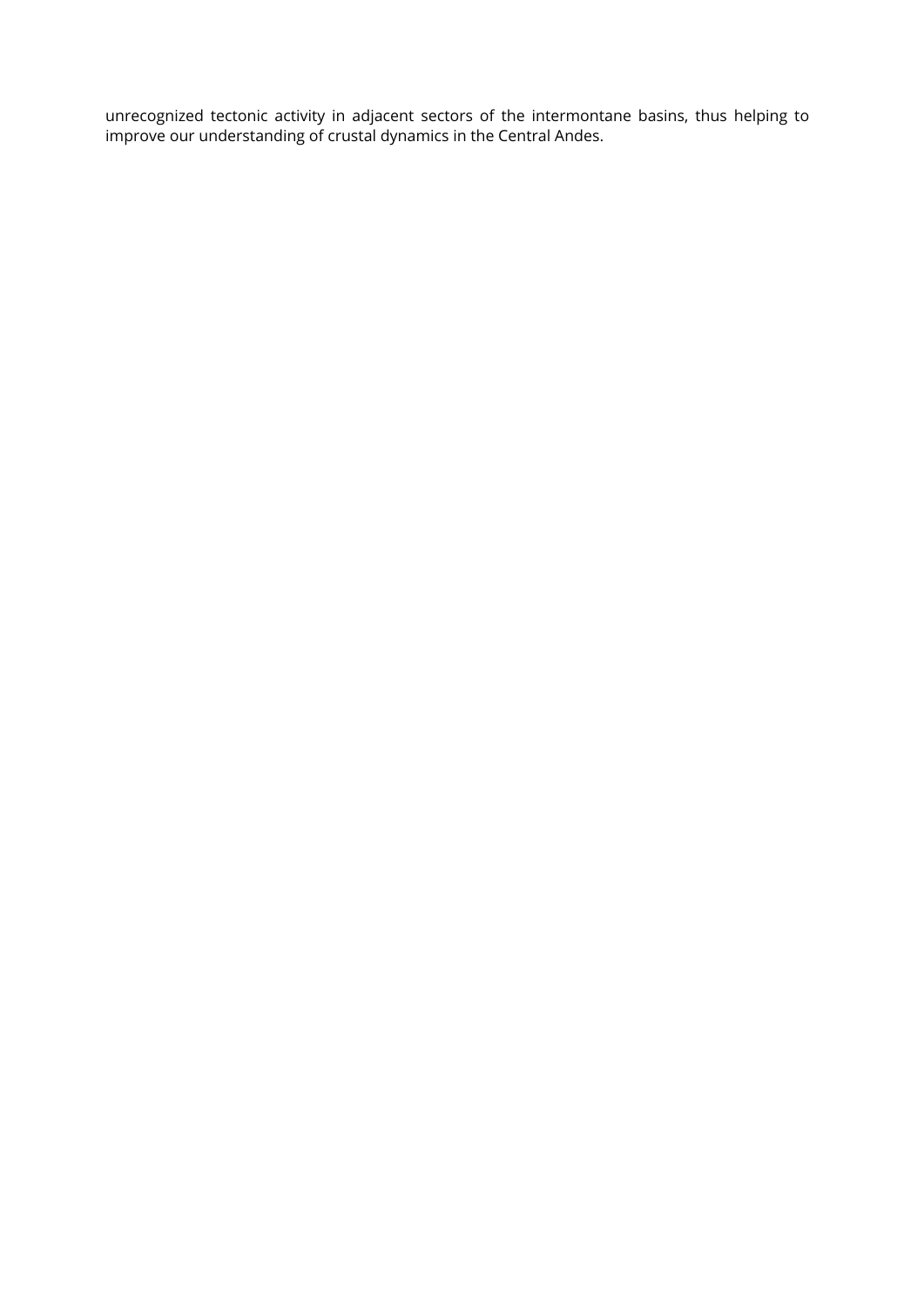unrecognized tectonic activity in adjacent sectors of the intermontane basins, thus helping to improve our understanding of crustal dynamics in the Central Andes.